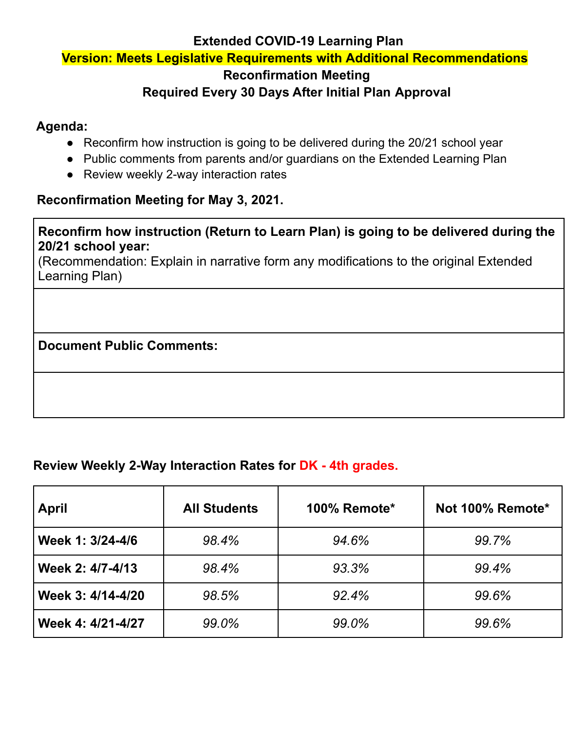**Extended COVID-19 Learning Plan**

**Version: Meets Legislative Requirements with Additional Recommendations**

**Reconfirmation Meeting**

**Required Every 30 Days After Initial Plan Approval**

**Agenda:**

- Reconfirm how instruction is going to be delivered during the 20/21 school year
- Public comments from parents and/or guardians on the Extended Learning Plan
- Review weekly 2-way interaction rates

**Reconfirmation Meeting for May 3, 2021.**

| **Reconfirm how instruction (Return to Learn Plan) is going to be delivered during the 20/21 school year:** (Recommendation: Explain in narrative form any modifications to the original Extended Learning Plan) |
|---|
| |
| **Document Public Comments:** |
| |

**Review Weekly 2-Way Interaction Rates for DK - 4th grades.**

| April | All Students | 100% Remote* | Not 100% Remote* |
|---|---|---|---|
| **Week 1: 3/24-4/6** | *98.4%* | *94.6%* | *99.7%* |
| **Week 2: 4/7-4/13** | *98.4%* | *93.3%* | *99.4%* |
| **Week 3: 4/14-4/20** | *98.5%* | *92.4%* | *99.6%* |
| **Week 4: 4/21-4/27** | *99.0%* | *99.0%* | *99.6%* |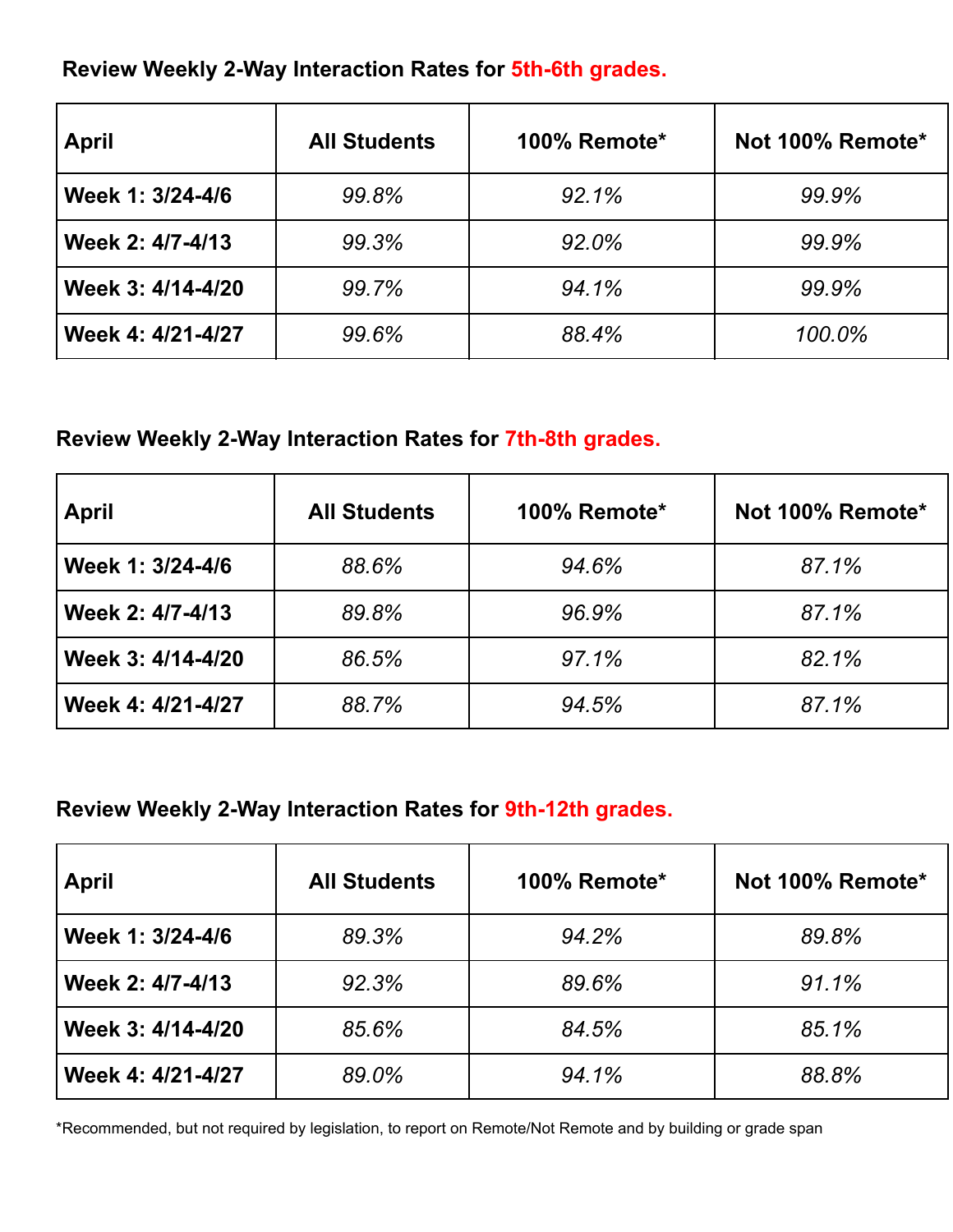### Review Weekly 2-Way Interaction Rates for 5th-6th grades.

| April | All Students | 100% Remote* | Not 100% Remote* |
|---|---|---|---|
| **Week 1: 3/24-4/6** | *99.8%* | *92.1%* | *99.9%* |
| **Week 2: 4/7-4/13** | *99.3%* | *92.0%* | *99.9%* |
| **Week 3: 4/14-4/20** | *99.7%* | *94.1%* | *99.9%* |
| **Week 4: 4/21-4/27** | *99.6%* | *88.4%* | *100.0%* |

### Review Weekly 2-Way Interaction Rates for 7th-8th grades.

| April | All Students | 100% Remote* | Not 100% Remote* |
|---|---|---|---|
| **Week 1: 3/24-4/6** | *88.6%* | *94.6%* | *87.1%* |
| **Week 2: 4/7-4/13** | *89.8%* | *96.9%* | *87.1%* |
| **Week 3: 4/14-4/20** | *86.5%* | *97.1%* | *82.1%* |
| **Week 4: 4/21-4/27** | *88.7%* | *94.5%* | *87.1%* |

### Review Weekly 2-Way Interaction Rates for 9th-12th grades.

| April | All Students | 100% Remote* | Not 100% Remote* |
|---|---|---|---|
| **Week 1: 3/24-4/6** | *89.3%* | *94.2%* | *89.8%* |
| **Week 2: 4/7-4/13** | *92.3%* | *89.6%* | *91.1%* |
| **Week 3: 4/14-4/20** | *85.6%* | *84.5%* | *85.1%* |
| **Week 4: 4/21-4/27** | *89.0%* | *94.1%* | *88.8%* |

*Recommended, but not required by legislation, to report on Remote/Not Remote and by building or grade span